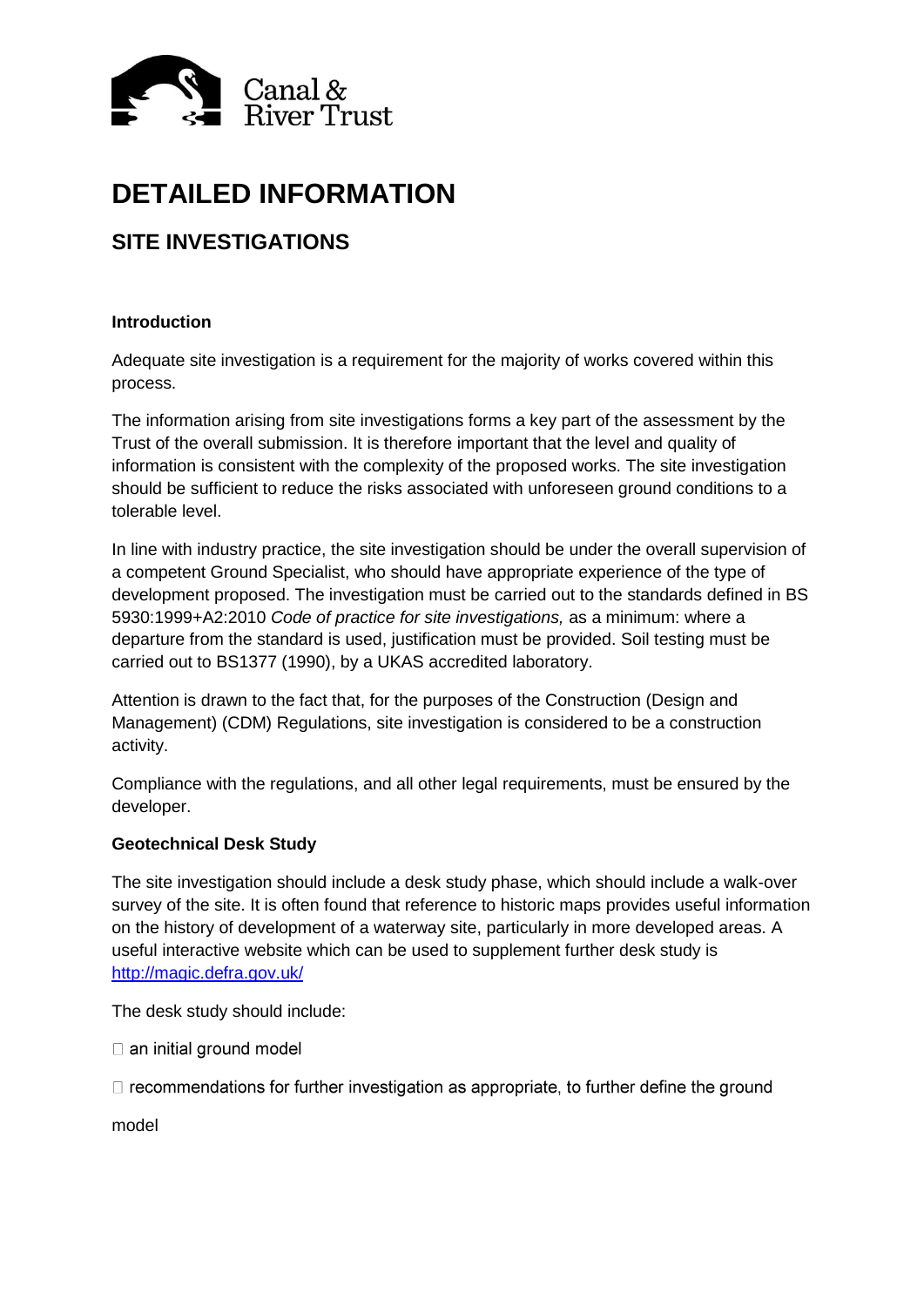# DETAILED INFORMATION

## SITE INVESTIGATIONS

**Introduction**

Adequate site investigation is a requirement for the majority of works covered within this process.

The information arising from site investigations forms a key part of the assessment by the Trust of the overall submission. It is therefore important that the level and quality of information is consistent with the complexity of the proposed works. The site investigation should be sufficient to reduce the risks associated with unforeseen ground conditions to a tolerable level.

In line with industry practice, the site investigation should be under the overall supervision of a competent Ground Specialist, who should have appropriate experience of the type of development proposed. The investigation must be carried out to the standards defined in BS 5930:1999+A2:2010 *Code of practice for site investigations,* as a minimum: where a departure from the standard is used, justification must be provided. Soil testing must be carried out to BS1377 (1990), by a UKAS accredited laboratory.

Attention is drawn to the fact that, for the purposes of the Construction (Design and Management) (CDM) Regulations, site investigation is considered to be a construction activity.

Compliance with the regulations, and all other legal requirements, must be ensured by the developer.

**Geotechnical Desk Study**

The site investigation should include a desk study phase, which should include a walk-over survey of the site. It is often found that reference to historic maps provides useful information on the history of development of a waterway site, particularly in more developed areas. A useful interactive website which can be used to supplement further desk study is http://magic.defra.gov.uk/

The desk study should include:

- an initial ground model
- recommendations for further investigation as appropriate, to further define the ground model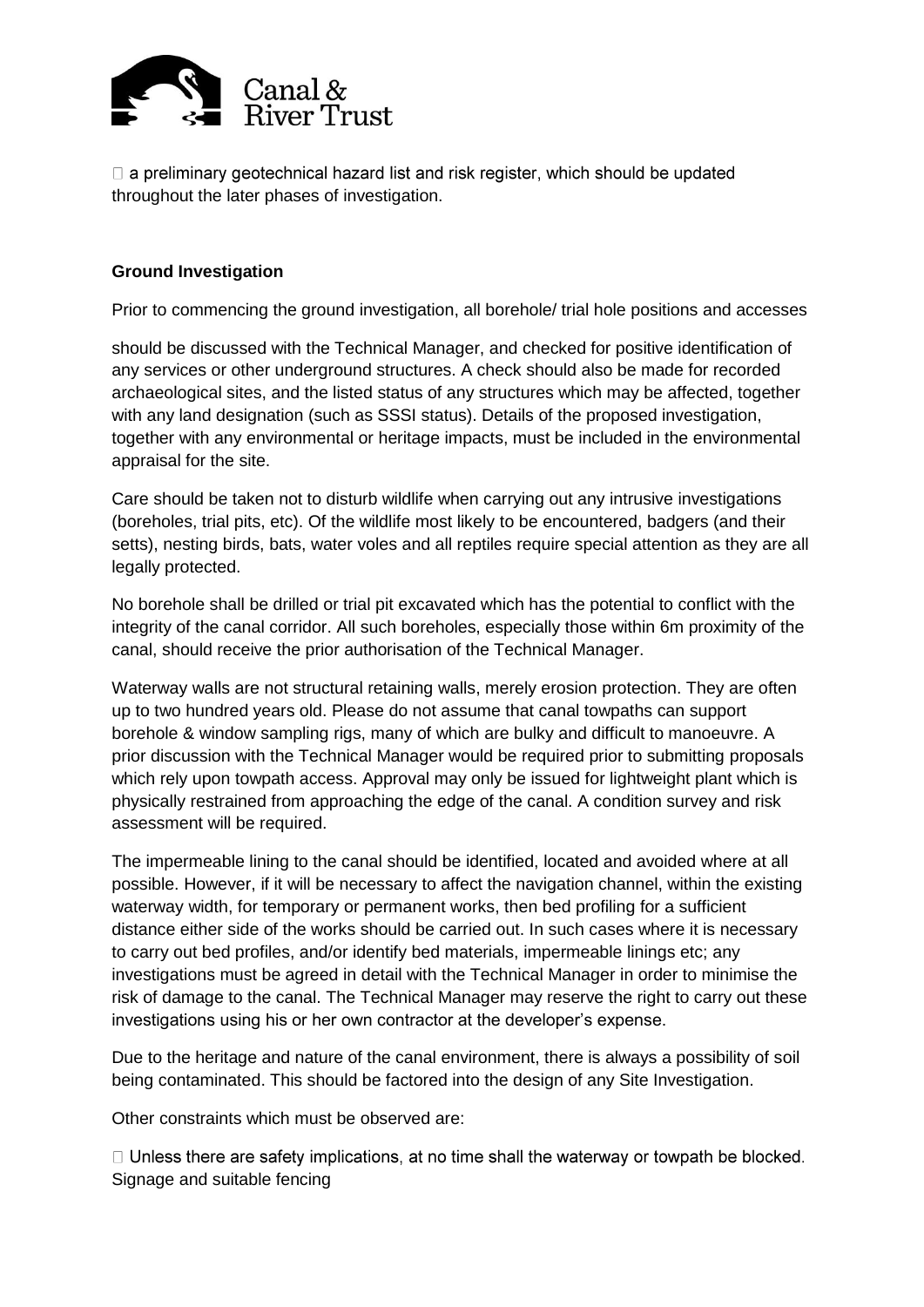- a preliminary geotechnical hazard list and risk register, which should be updated throughout the later phases of investigation.

**Ground Investigation**

Prior to commencing the ground investigation, all borehole/ trial hole positions and accesses

should be discussed with the Technical Manager, and checked for positive identification of any services or other underground structures. A check should also be made for recorded archaeological sites, and the listed status of any structures which may be affected, together with any land designation (such as SSSI status). Details of the proposed investigation, together with any environmental or heritage impacts, must be included in the environmental appraisal for the site.

Care should be taken not to disturb wildlife when carrying out any intrusive investigations (boreholes, trial pits, etc). Of the wildlife most likely to be encountered, badgers (and their setts), nesting birds, bats, water voles and all reptiles require special attention as they are all legally protected.

No borehole shall be drilled or trial pit excavated which has the potential to conflict with the integrity of the canal corridor. All such boreholes, especially those within 6m proximity of the canal, should receive the prior authorisation of the Technical Manager.

Waterway walls are not structural retaining walls, merely erosion protection. They are often up to two hundred years old. Please do not assume that canal towpaths can support borehole & window sampling rigs, many of which are bulky and difficult to manoeuvre. A prior discussion with the Technical Manager would be required prior to submitting proposals which rely upon towpath access. Approval may only be issued for lightweight plant which is physically restrained from approaching the edge of the canal. A condition survey and risk assessment will be required.

The impermeable lining to the canal should be identified, located and avoided where at all possible. However, if it will be necessary to affect the navigation channel, within the existing waterway width, for temporary or permanent works, then bed profiling for a sufficient distance either side of the works should be carried out. In such cases where it is necessary to carry out bed profiles, and/or identify bed materials, impermeable linings etc; any investigations must be agreed in detail with the Technical Manager in order to minimise the risk of damage to the canal. The Technical Manager may reserve the right to carry out these investigations using his or her own contractor at the developer's expense.

Due to the heritage and nature of the canal environment, there is always a possibility of soil being contaminated. This should be factored into the design of any Site Investigation.

Other constraints which must be observed are:

- Unless there are safety implications, at no time shall the waterway or towpath be blocked. Signage and suitable fencing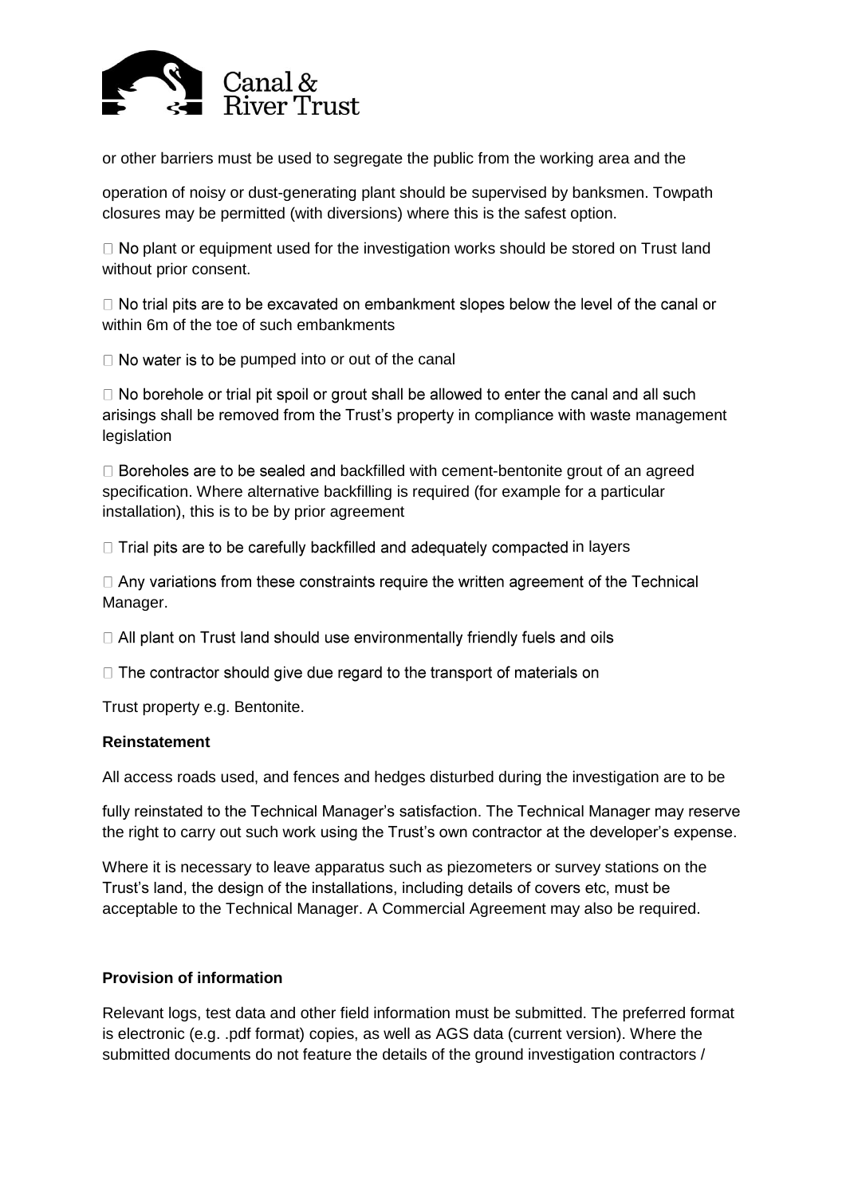or other barriers must be used to segregate the public from the working area and the operation of noisy or dust-generating plant should be supervised by banksmen. Towpath closures may be permitted (with diversions) where this is the safest option.

- No plant or equipment used for the investigation works should be stored on Trust land without prior consent.
- No trial pits are to be excavated on embankment slopes below the level of the canal or within 6m of the toe of such embankments
- No water is to be pumped into or out of the canal
- No borehole or trial pit spoil or grout shall be allowed to enter the canal and all such arisings shall be removed from the Trust's property in compliance with waste management legislation
- Boreholes are to be sealed and backfilled with cement-bentonite grout of an agreed specification. Where alternative backfilling is required (for example for a particular installation), this is to be by prior agreement
- Trial pits are to be carefully backfilled and adequately compacted in layers
- Any variations from these constraints require the written agreement of the Technical Manager.
- All plant on Trust land should use environmentally friendly fuels and oils
- The contractor should give due regard to the transport of materials on Trust property e.g. Bentonite.

**Reinstatement**

All access roads used, and fences and hedges disturbed during the investigation are to be fully reinstated to the Technical Manager's satisfaction. The Technical Manager may reserve the right to carry out such work using the Trust's own contractor at the developer's expense.

Where it is necessary to leave apparatus such as piezometers or survey stations on the Trust's land, the design of the installations, including details of covers etc, must be acceptable to the Technical Manager. A Commercial Agreement may also be required.

**Provision of information**

Relevant logs, test data and other field information must be submitted. The preferred format is electronic (e.g. .pdf format) copies, as well as AGS data (current version). Where the submitted documents do not feature the details of the ground investigation contractors /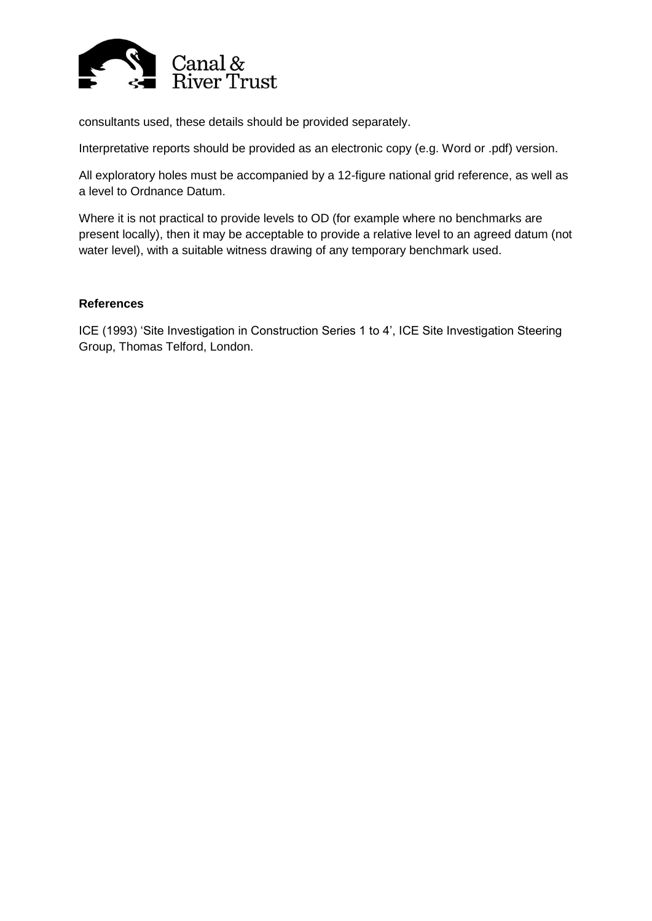consultants used, these details should be provided separately.

Interpretative reports should be provided as an electronic copy (e.g. Word or .pdf) version.

All exploratory holes must be accompanied by a 12-figure national grid reference, as well as a level to Ordnance Datum.

Where it is not practical to provide levels to OD (for example where no benchmarks are present locally), then it may be acceptable to provide a relative level to an agreed datum (not water level), with a suitable witness drawing of any temporary benchmark used.

**References**

ICE (1993) 'Site Investigation in Construction Series 1 to 4', ICE Site Investigation Steering Group, Thomas Telford, London.